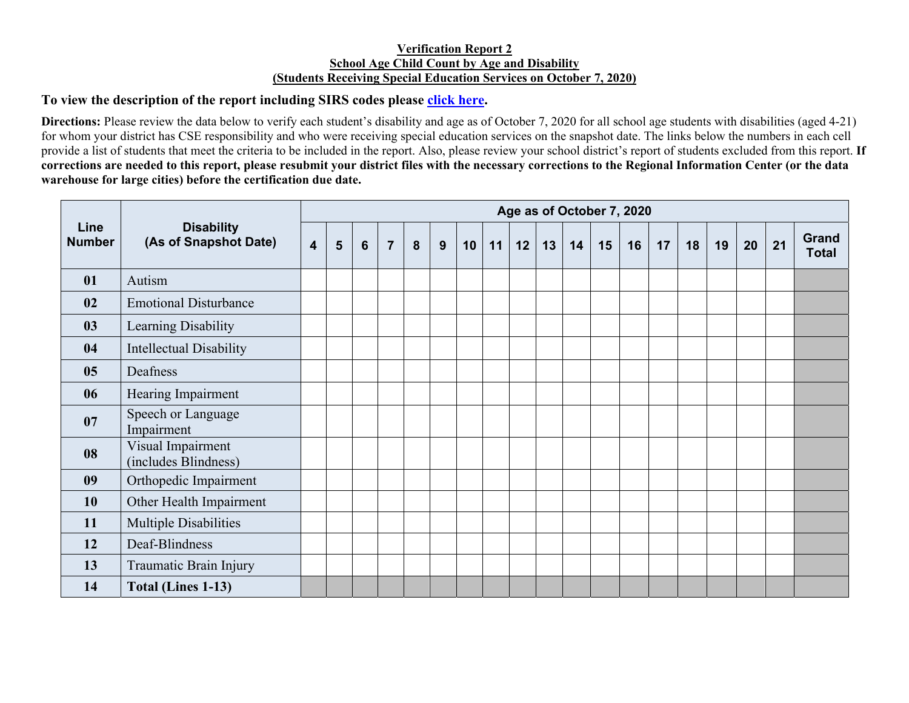**Verification Report 2**
**School Age Child Count by Age and Disability**
**(Students Receiving Special Education Services on October 7, 2020)**

**To view the description of the report including SIRS codes please click here.**

**Directions:** Please review the data below to verify each student's disability and age as of October 7, 2020 for all school age students with disabilities (aged 4-21) for whom your district has CSE responsibility and who were receiving special education services on the snapshot date. The links below the numbers in each cell provide a list of students that meet the criteria to be included in the report. Also, please review your school district's report of students excluded from this report. **If corrections are needed to this report, please resubmit your district files with the necessary corrections to the Regional Information Center (or the data warehouse for large cities) before the certification due date.**

| Line Number | Disability (As of Snapshot Date) | Age as of October 7, 2020 | | | | | | | | | | | | | | | | | | |
|---|---|---|---|---|---|---|---|---|---|---|---|---|---|---|---|---|---|---|---|---|
| | | 4 | 5 | 6 | 7 | 8 | 9 | 10 | 11 | 12 | 13 | 14 | 15 | 16 | 17 | 18 | 19 | 20 | 21 | Grand Total |
| **01** | Autism | | | | | | | | | | | | | | | | | | | |
| **02** | Emotional Disturbance | | | | | | | | | | | | | | | | | | | |
| **03** | Learning Disability | | | | | | | | | | | | | | | | | | | |
| **04** | Intellectual Disability | | | | | | | | | | | | | | | | | | | |
| **05** | Deafness | | | | | | | | | | | | | | | | | | | |
| **06** | Hearing Impairment | | | | | | | | | | | | | | | | | | | |
| **07** | Speech or Language Impairment | | | | | | | | | | | | | | | | | | | |
| **08** | Visual Impairment (includes Blindness) | | | | | | | | | | | | | | | | | | | |
| **09** | Orthopedic Impairment | | | | | | | | | | | | | | | | | | | |
| **10** | Other Health Impairment | | | | | | | | | | | | | | | | | | | |
| **11** | Multiple Disabilities | | | | | | | | | | | | | | | | | | | |
| **12** | Deaf-Blindness | | | | | | | | | | | | | | | | | | | |
| **13** | Traumatic Brain Injury | | | | | | | | | | | | | | | | | | | |
| **14** | **Total (Lines 1-13)** | | | | | | | | | | | | | | | | | | | |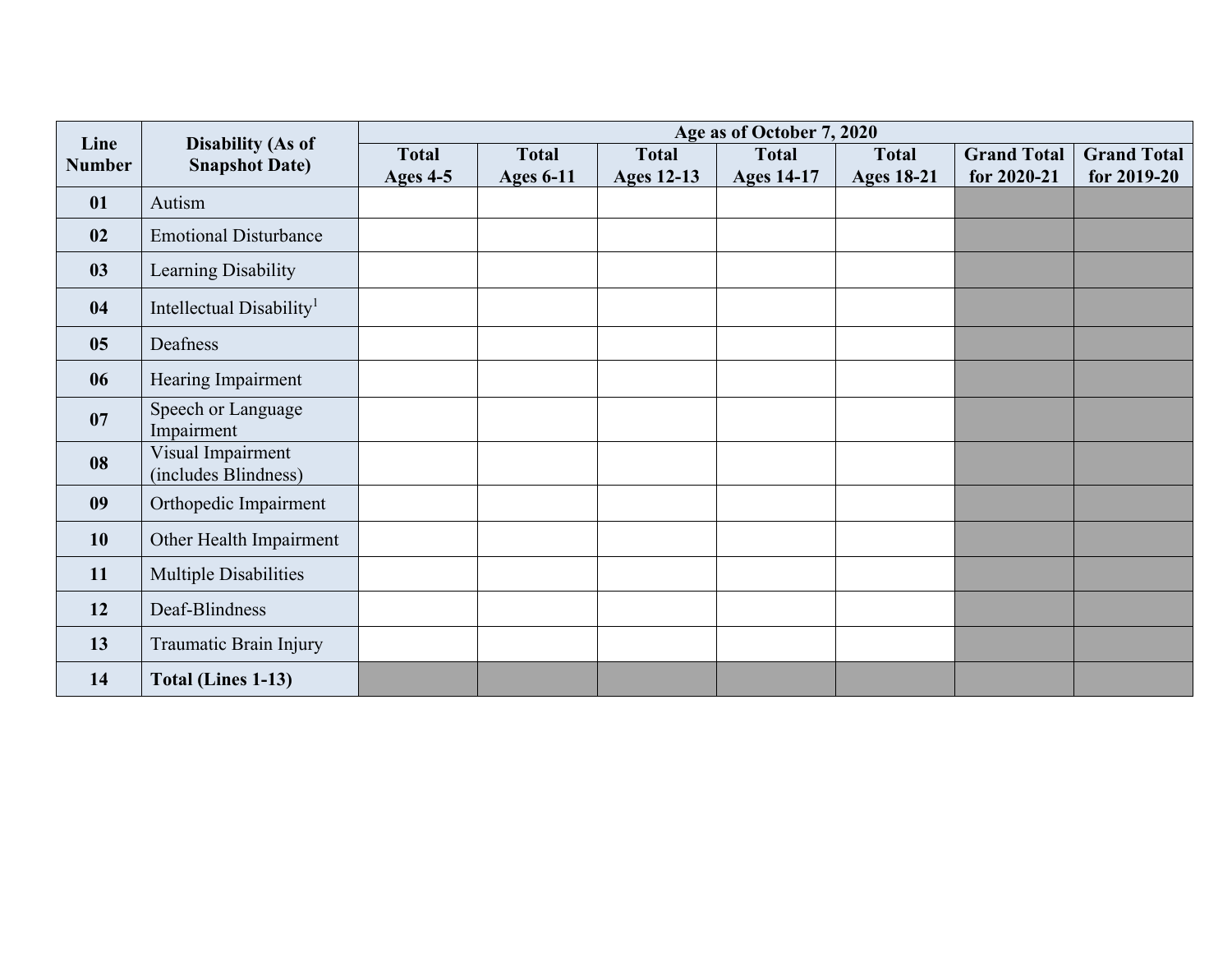| Line Number | Disability (As of Snapshot Date) | Age as of October 7, 2020 | | | | | | |
|---|---|---|---|---|---|---|---|---|
| | | Total Ages 4-5 | Total Ages 6-11 | Total Ages 12-13 | Total Ages 14-17 | Total Ages 18-21 | Grand Total for 2020-21 | Grand Total for 2019-20 |
| **01** | Autism | | | | | | | |
| **02** | Emotional Disturbance | | | | | | | |
| **03** | Learning Disability | | | | | | | |
| **04** | Intellectual Disability[1] | | | | | | | |
| **05** | Deafness | | | | | | | |
| **06** | Hearing Impairment | | | | | | | |
| **07** | Speech or Language Impairment | | | | | | | |
| **08** | Visual Impairment (includes Blindness) | | | | | | | |
| **09** | Orthopedic Impairment | | | | | | | |
| **10** | Other Health Impairment | | | | | | | |
| **11** | Multiple Disabilities | | | | | | | |
| **12** | Deaf-Blindness | | | | | | | |
| **13** | Traumatic Brain Injury | | | | | | | |
| **14** | **Total (Lines 1-13)** | | | | | | | |